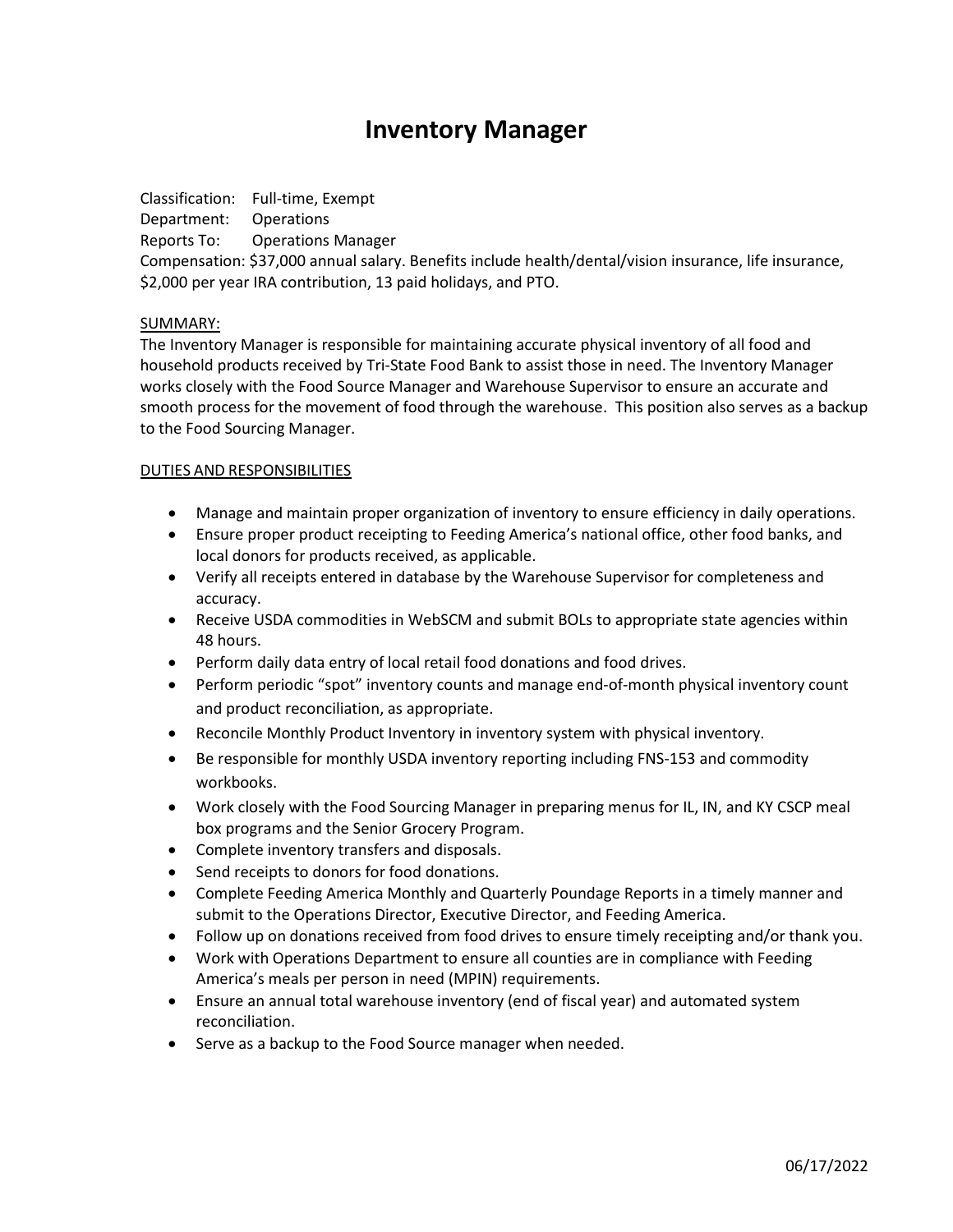# Inventory Manager

Classification: Full-time, Exempt
Department: Operations
Reports To: Operations Manager
Compensation: $37,000 annual salary. Benefits include health/dental/vision insurance, life insurance, $2,000 per year IRA contribution, 13 paid holidays, and PTO.

## SUMMARY:

The Inventory Manager is responsible for maintaining accurate physical inventory of all food and household products received by Tri-State Food Bank to assist those in need. The Inventory Manager works closely with the Food Source Manager and Warehouse Supervisor to ensure an accurate and smooth process for the movement of food through the warehouse. This position also serves as a backup to the Food Sourcing Manager.

## DUTIES AND RESPONSIBILITIES

- Manage and maintain proper organization of inventory to ensure efficiency in daily operations.
- Ensure proper product receipting to Feeding America's national office, other food banks, and local donors for products received, as applicable.
- Verify all receipts entered in database by the Warehouse Supervisor for completeness and accuracy.
- Receive USDA commodities in WebSCM and submit BOLs to appropriate state agencies within 48 hours.
- Perform daily data entry of local retail food donations and food drives.
- Perform periodic "spot" inventory counts and manage end-of-month physical inventory count and product reconciliation, as appropriate.
- Reconcile Monthly Product Inventory in inventory system with physical inventory.
- Be responsible for monthly USDA inventory reporting including FNS-153 and commodity workbooks.
- Work closely with the Food Sourcing Manager in preparing menus for IL, IN, and KY CSCP meal box programs and the Senior Grocery Program.
- Complete inventory transfers and disposals.
- Send receipts to donors for food donations.
- Complete Feeding America Monthly and Quarterly Poundage Reports in a timely manner and submit to the Operations Director, Executive Director, and Feeding America.
- Follow up on donations received from food drives to ensure timely receipting and/or thank you.
- Work with Operations Department to ensure all counties are in compliance with Feeding America's meals per person in need (MPIN) requirements.
- Ensure an annual total warehouse inventory (end of fiscal year) and automated system reconciliation.
- Serve as a backup to the Food Source manager when needed.

06/17/2022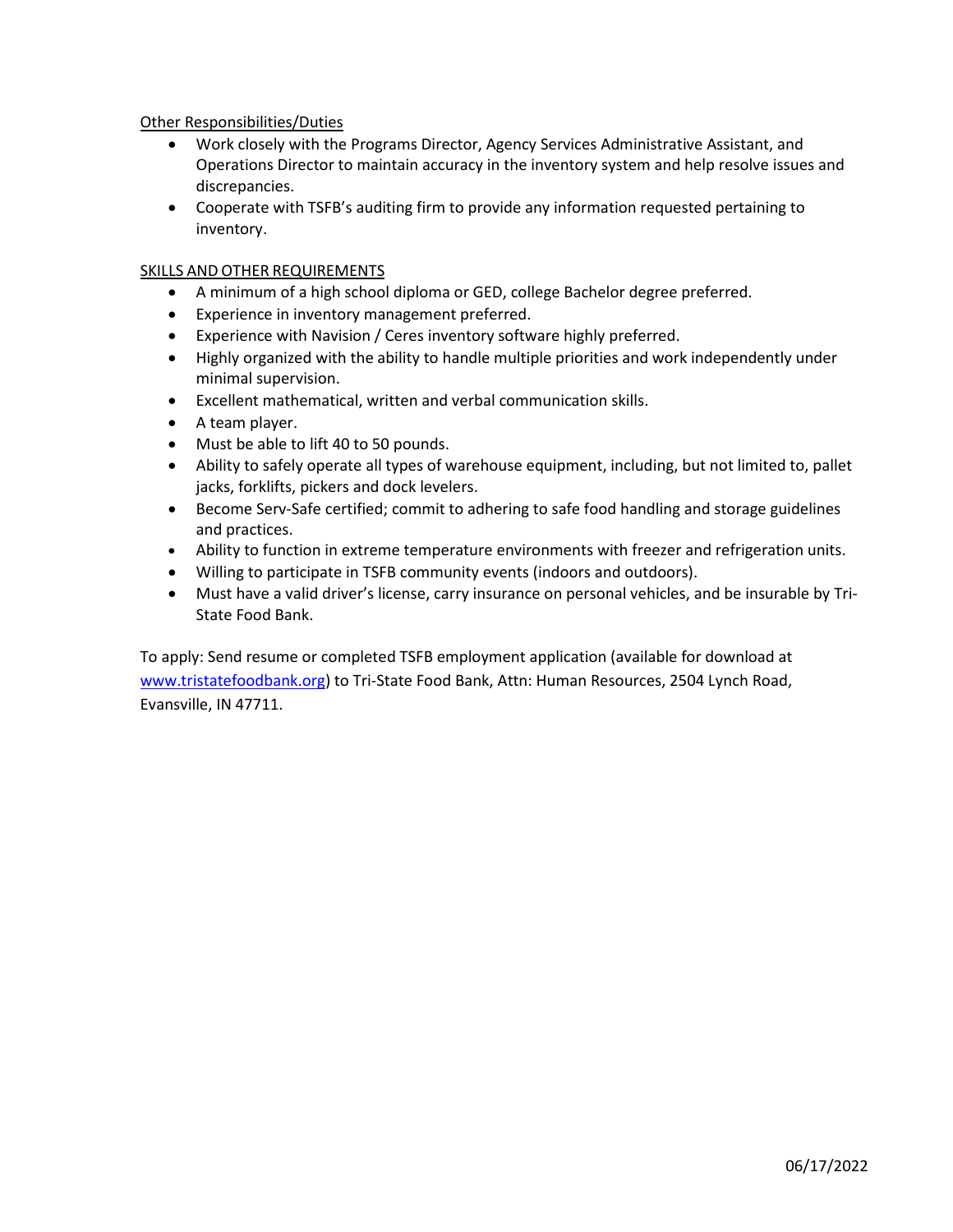Other Responsibilities/Duties

- Work closely with the Programs Director, Agency Services Administrative Assistant, and Operations Director to maintain accuracy in the inventory system and help resolve issues and discrepancies.
- Cooperate with TSFB's auditing firm to provide any information requested pertaining to inventory.

SKILLS AND OTHER REQUIREMENTS

- A minimum of a high school diploma or GED, college Bachelor degree preferred.
- Experience in inventory management preferred.
- Experience with Navision / Ceres inventory software highly preferred.
- Highly organized with the ability to handle multiple priorities and work independently under minimal supervision.
- Excellent mathematical, written and verbal communication skills.
- A team player.
- Must be able to lift 40 to 50 pounds.
- Ability to safely operate all types of warehouse equipment, including, but not limited to, pallet jacks, forklifts, pickers and dock levelers.
- Become Serv-Safe certified; commit to adhering to safe food handling and storage guidelines and practices.
- Ability to function in extreme temperature environments with freezer and refrigeration units.
- Willing to participate in TSFB community events (indoors and outdoors).
- Must have a valid driver's license, carry insurance on personal vehicles, and be insurable by Tri-State Food Bank.

To apply: Send resume or completed TSFB employment application (available for download at www.tristatefoodbank.org) to Tri-State Food Bank, Attn: Human Resources, 2504 Lynch Road, Evansville, IN 47711.

06/17/2022